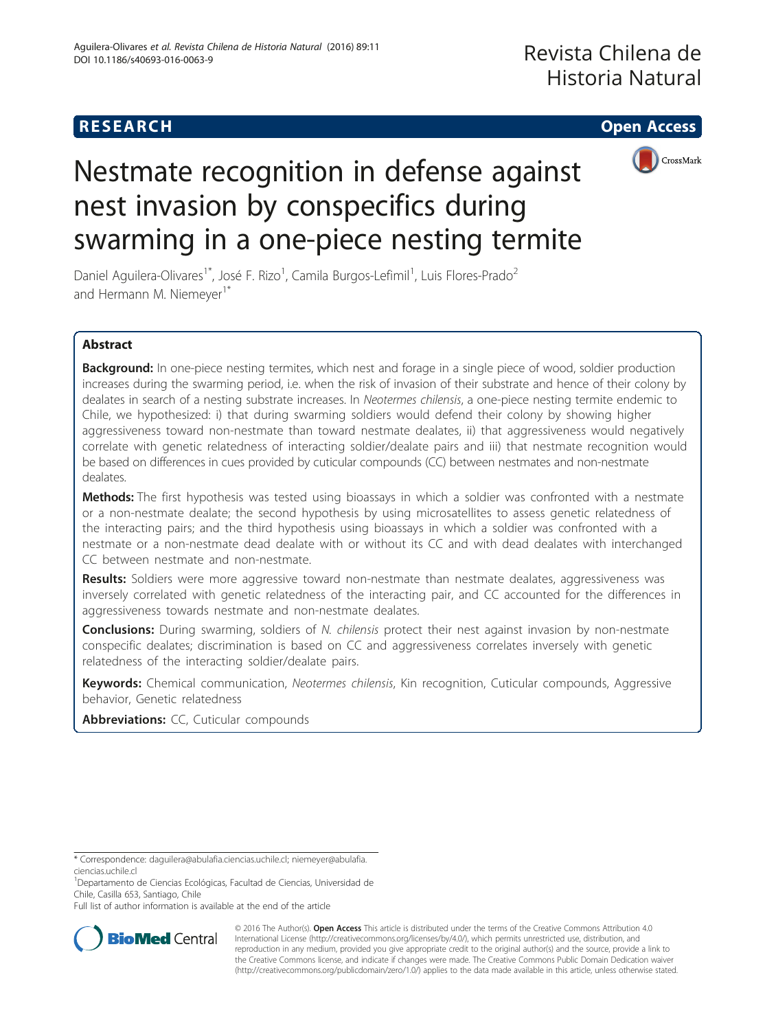**RESEARCH** **Open Access**

# Nestmate recognition in defense against nest invasion by conspecifics during swarming in a one-piece nesting termite

Daniel Aguilera-Olivares[1*], José F. Rizo[1], Camila Burgos-Lefimil[1], Luis Flores-Prado[2] and Hermann M. Niemeyer[1*]

## Abstract

**Background:** In one-piece nesting termites, which nest and forage in a single piece of wood, soldier production increases during the swarming period, i.e. when the risk of invasion of their substrate and hence of their colony by dealates in search of a nesting substrate increases. In *Neotermes chilensis*, a one-piece nesting termite endemic to Chile, we hypothesized: i) that during swarming soldiers would defend their colony by showing higher aggressiveness toward non-nestmate than toward nestmate dealates, ii) that aggressiveness would negatively correlate with genetic relatedness of interacting soldier/dealate pairs and iii) that nestmate recognition would be based on differences in cues provided by cuticular compounds (CC) between nestmates and non-nestmate dealates.

**Methods:** The first hypothesis was tested using bioassays in which a soldier was confronted with a nestmate or a non-nestmate dealate; the second hypothesis by using microsatellites to assess genetic relatedness of the interacting pairs; and the third hypothesis using bioassays in which a soldier was confronted with a nestmate or a non-nestmate dead dealate with or without its CC and with dead dealates with interchanged CC between nestmate and non-nestmate.

**Results:** Soldiers were more aggressive toward non-nestmate than nestmate dealates, aggressiveness was inversely correlated with genetic relatedness of the interacting pair, and CC accounted for the differences in aggressiveness towards nestmate and non-nestmate dealates.

**Conclusions:** During swarming, soldiers of *N. chilensis* protect their nest against invasion by non-nestmate conspecific dealates; discrimination is based on CC and aggressiveness correlates inversely with genetic relatedness of the interacting soldier/dealate pairs.

**Keywords:** Chemical communication, *Neotermes chilensis*, Kin recognition, Cuticular compounds, Aggressive behavior, Genetic relatedness

**Abbreviations:** CC, Cuticular compounds

---

* Correspondence: daguilera@abulafia.ciencias.uchile.cl; niemeyer@abulafia.ciencias.uchile.cl

[1]Departamento de Ciencias Ecológicas, Facultad de Ciencias, Universidad de Chile, Casilla 653, Santiago, Chile

Full list of author information is available at the end of the article

© 2016 The Author(s). **Open Access** This article is distributed under the terms of the Creative Commons Attribution 4.0 International License (http://creativecommons.org/licenses/by/4.0/), which permits unrestricted use, distribution, and reproduction in any medium, provided you give appropriate credit to the original author(s) and the source, provide a link to the Creative Commons license, and indicate if changes were made. The Creative Commons Public Domain Dedication waiver (http://creativecommons.org/publicdomain/zero/1.0/) applies to the data made available in this article, unless otherwise stated.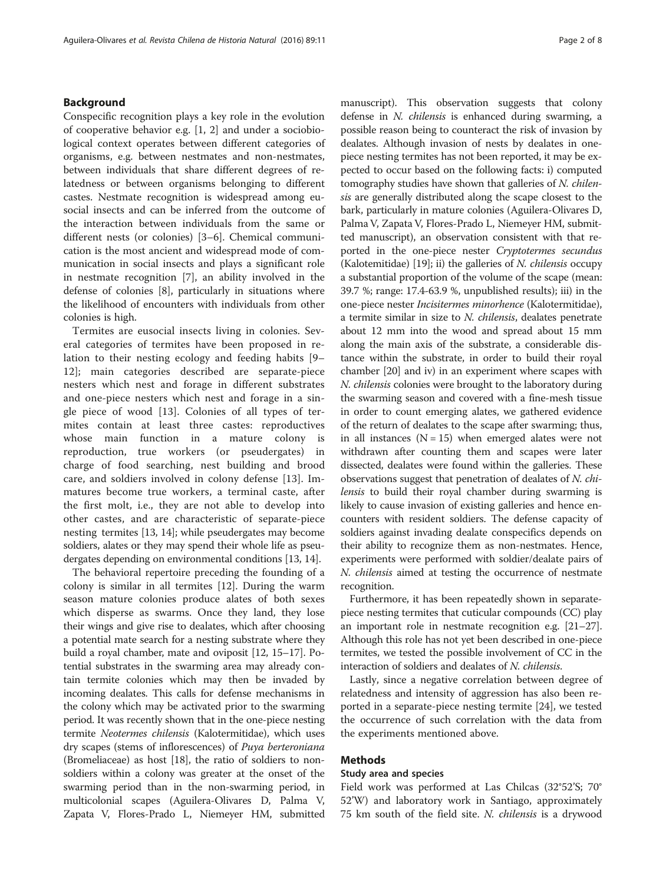## Background

Conspecific recognition plays a key role in the evolution of cooperative behavior e.g. [1, 2] and under a sociobiological context operates between different categories of organisms, e.g. between nestmates and non-nestmates, between individuals that share different degrees of relatedness or between organisms belonging to different castes. Nestmate recognition is widespread among eusocial insects and can be inferred from the outcome of the interaction between individuals from the same or different nests (or colonies) [3–6]. Chemical communication is the most ancient and widespread mode of communication in social insects and plays a significant role in nestmate recognition [7], an ability involved in the defense of colonies [8], particularly in situations where the likelihood of encounters with individuals from other colonies is high.

Termites are eusocial insects living in colonies. Several categories of termites have been proposed in relation to their nesting ecology and feeding habits [9–12]; main categories described are separate-piece nesters which nest and forage in different substrates and one-piece nesters which nest and forage in a single piece of wood [13]. Colonies of all types of termites contain at least three castes: reproductives whose main function in a mature colony is reproduction, true workers (or pseudergates) in charge of food searching, nest building and brood care, and soldiers involved in colony defense [13]. Immatures become true workers, a terminal caste, after the first molt, i.e., they are not able to develop into other castes, and are characteristic of separate-piece nesting termites [13, 14]; while pseudergates may become soldiers, alates or they may spend their whole life as pseudergates depending on environmental conditions [13, 14].

The behavioral repertoire preceding the founding of a colony is similar in all termites [12]. During the warm season mature colonies produce alates of both sexes which disperse as swarms. Once they land, they lose their wings and give rise to dealates, which after choosing a potential mate search for a nesting substrate where they build a royal chamber, mate and oviposit [12, 15–17]. Potential substrates in the swarming area may already contain termite colonies which may then be invaded by incoming dealates. This calls for defense mechanisms in the colony which may be activated prior to the swarming period. It was recently shown that in the one-piece nesting termite *Neotermes chilensis* (Kalotermitidae), which uses dry scapes (stems of inflorescences) of *Puya berteroniana* (Bromeliaceae) as host [18], the ratio of soldiers to non-soldiers within a colony was greater at the onset of the swarming period than in the non-swarming period, in multicolonial scapes (Aguilera-Olivares D, Palma V, Zapata V, Flores-Prado L, Niemeyer HM, submitted manuscript). This observation suggests that colony defense in *N. chilensis* is enhanced during swarming, a possible reason being to counteract the risk of invasion by dealates. Although invasion of nests by dealates in one-piece nesting termites has not been reported, it may be expected to occur based on the following facts: i) computed tomography studies have shown that galleries of *N. chilensis* are generally distributed along the scape closest to the bark, particularly in mature colonies (Aguilera-Olivares D, Palma V, Zapata V, Flores-Prado L, Niemeyer HM, submitted manuscript), an observation consistent with that reported in the one-piece nester *Cryptotermes secundus* (Kalotemitidae) [19]; ii) the galleries of *N. chilensis* occupy a substantial proportion of the volume of the scape (mean: 39.7 %; range: 17.4-63.9 %, unpublished results); iii) in the one-piece nester *Incisitermes minorhence* (Kalotermitidae), a termite similar in size to *N. chilensis*, dealates penetrate about 12 mm into the wood and spread about 15 mm along the main axis of the substrate, a considerable distance within the substrate, in order to build their royal chamber [20] and iv) in an experiment where scapes with *N. chilensis* colonies were brought to the laboratory during the swarming season and covered with a fine-mesh tissue in order to count emerging alates, we gathered evidence of the return of dealates to the scape after swarming; thus, in all instances (N = 15) when emerged alates were not withdrawn after counting them and scapes were later dissected, dealates were found within the galleries. These observations suggest that penetration of dealates of *N. chilensis* to build their royal chamber during swarming is likely to cause invasion of existing galleries and hence encounters with resident soldiers. The defense capacity of soldiers against invading dealate conspecifics depends on their ability to recognize them as non-nestmates. Hence, experiments were performed with soldier/dealate pairs of *N. chilensis* aimed at testing the occurrence of nestmate recognition.

Furthermore, it has been repeatedly shown in separate-piece nesting termites that cuticular compounds (CC) play an important role in nestmate recognition e.g. [21–27]. Although this role has not yet been described in one-piece termites, we tested the possible involvement of CC in the interaction of soldiers and dealates of *N. chilensis*.

Lastly, since a negative correlation between degree of relatedness and intensity of aggression has also been reported in a separate-piece nesting termite [24], we tested the occurrence of such correlation with the data from the experiments mentioned above.

## Methods

### Study area and species

Field work was performed at Las Chilcas (32°52'S; 70°52'W) and laboratory work in Santiago, approximately 75 km south of the field site. *N. chilensis* is a drywood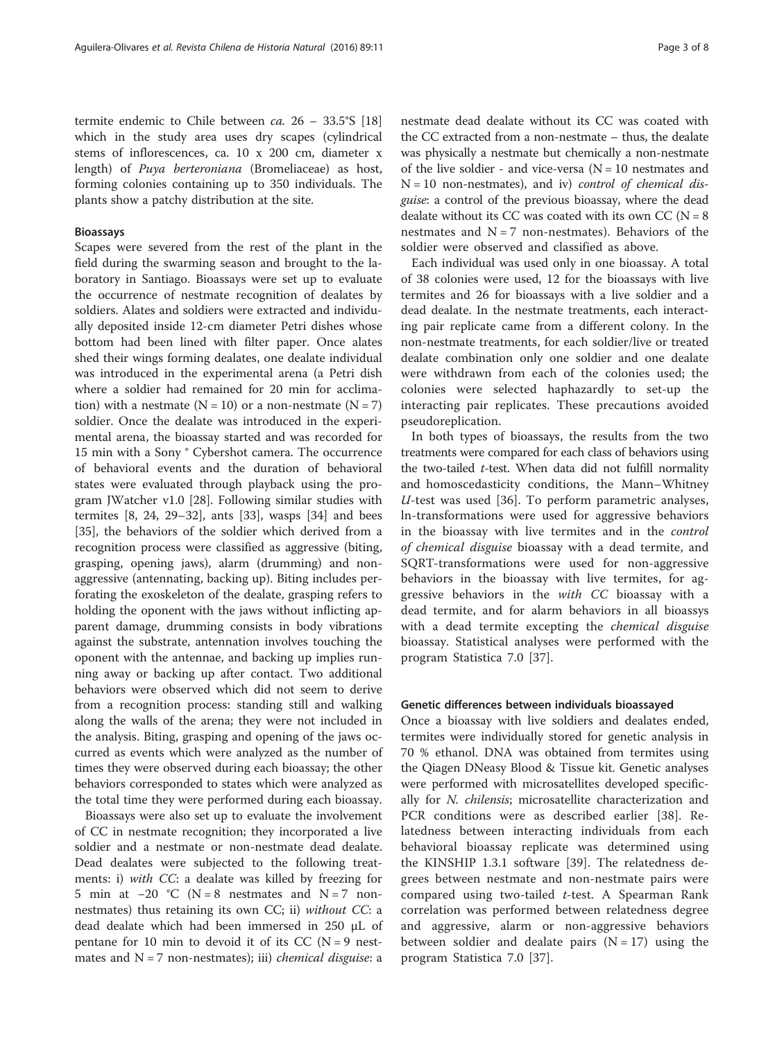termite endemic to Chile between *ca.* 26 – 33.5°S [18] which in the study area uses dry scapes (cylindrical stems of inflorescences, ca. 10 x 200 cm, diameter x length) of *Puya berteroniana* (Bromeliaceae) as host, forming colonies containing up to 350 individuals. The plants show a patchy distribution at the site.

### Bioassays

Scapes were severed from the rest of the plant in the field during the swarming season and brought to the laboratory in Santiago. Bioassays were set up to evaluate the occurrence of nestmate recognition of dealates by soldiers. Alates and soldiers were extracted and individually deposited inside 12-cm diameter Petri dishes whose bottom had been lined with filter paper. Once alates shed their wings forming dealates, one dealate individual was introduced in the experimental arena (a Petri dish where a soldier had remained for 20 min for acclimation) with a nestmate (N = 10) or a non-nestmate (N = 7) soldier. Once the dealate was introduced in the experimental arena, the bioassay started and was recorded for 15 min with a Sony ® Cybershot camera. The occurrence of behavioral events and the duration of behavioral states were evaluated through playback using the program JWatcher v1.0 [28]. Following similar studies with termites [8, 24, 29–32], ants [33], wasps [34] and bees [35], the behaviors of the soldier which derived from a recognition process were classified as aggressive (biting, grasping, opening jaws), alarm (drumming) and non-aggressive (antennating, backing up). Biting includes perforating the exoskeleton of the dealate, grasping refers to holding the opponent with the jaws without inflicting apparent damage, drumming consists in body vibrations against the substrate, antennation involves touching the opponent with the antennae, and backing up implies running away or backing up after contact. Two additional behaviors were observed which did not seem to derive from a recognition process: standing still and walking along the walls of the arena; they were not included in the analysis. Biting, grasping and opening of the jaws occurred as events which were analyzed as the number of times they were observed during each bioassay; the other behaviors corresponded to states which were analyzed as the total time they were performed during each bioassay.

Bioassays were also set up to evaluate the involvement of CC in nestmate recognition; they incorporated a live soldier and a nestmate or non-nestmate dead dealate. Dead dealates were subjected to the following treatments: i) *with CC*: a dealate was killed by freezing for 5 min at −20 °C (N = 8 nestmates and N = 7 non-nestmates) thus retaining its own CC; ii) *without CC*: a dead dealate which had been immersed in 250 μL of pentane for 10 min to devoid it of its CC (N = 9 nestmates and N = 7 non-nestmates); iii) *chemical disguise*: a nestmate dead dealate without its CC was coated with the CC extracted from a non-nestmate – thus, the dealate was physically a nestmate but chemically a non-nestmate of the live soldier - and vice-versa (N = 10 nestmates and N = 10 non-nestmates), and iv) *control of chemical disguise*: a control of the previous bioassay, where the dead dealate without its CC was coated with its own CC (N = 8 nestmates and N = 7 non-nestmates). Behaviors of the soldier were observed and classified as above.

Each individual was used only in one bioassay. A total of 38 colonies were used, 12 for the bioassays with live termites and 26 for bioassays with a live soldier and a dead dealate. In the nestmate treatments, each interacting pair replicate came from a different colony. In the non-nestmate treatments, for each soldier/live or treated dealate combination only one soldier and one dealate were withdrawn from each of the colonies used; the colonies were selected haphazardly to set-up the interacting pair replicates. These precautions avoided pseudoreplication.

In both types of bioassays, the results from the two treatments were compared for each class of behaviors using the two-tailed *t*-test. When data did not fulfill normality and homoscedasticity conditions, the Mann–Whitney *U*-test was used [36]. To perform parametric analyses, ln-transformations were used for aggressive behaviors in the bioassay with live termites and in the *control of chemical disguise* bioassay with a dead termite, and SQRT-transformations were used for non-aggressive behaviors in the bioassay with live termites, for aggressive behaviors in the *with CC* bioassay with a dead termite, and for alarm behaviors in all bioassys with a dead termite excepting the *chemical disguise* bioassay. Statistical analyses were performed with the program Statistica 7.0 [37].

### Genetic differences between individuals bioassayed

Once a bioassay with live soldiers and dealates ended, termites were individually stored for genetic analysis in 70 % ethanol. DNA was obtained from termites using the Qiagen DNeasy Blood & Tissue kit. Genetic analyses were performed with microsatellites developed specifically for *N. chilensis*; microsatellite characterization and PCR conditions were as described earlier [38]. Relatedness between interacting individuals from each behavioral bioassay replicate was determined using the KINSHIP 1.3.1 software [39]. The relatedness degrees between nestmate and non-nestmate pairs were compared using two-tailed *t*-test. A Spearman Rank correlation was performed between relatedness degree and aggressive, alarm or non-aggressive behaviors between soldier and dealate pairs (N = 17) using the program Statistica 7.0 [37].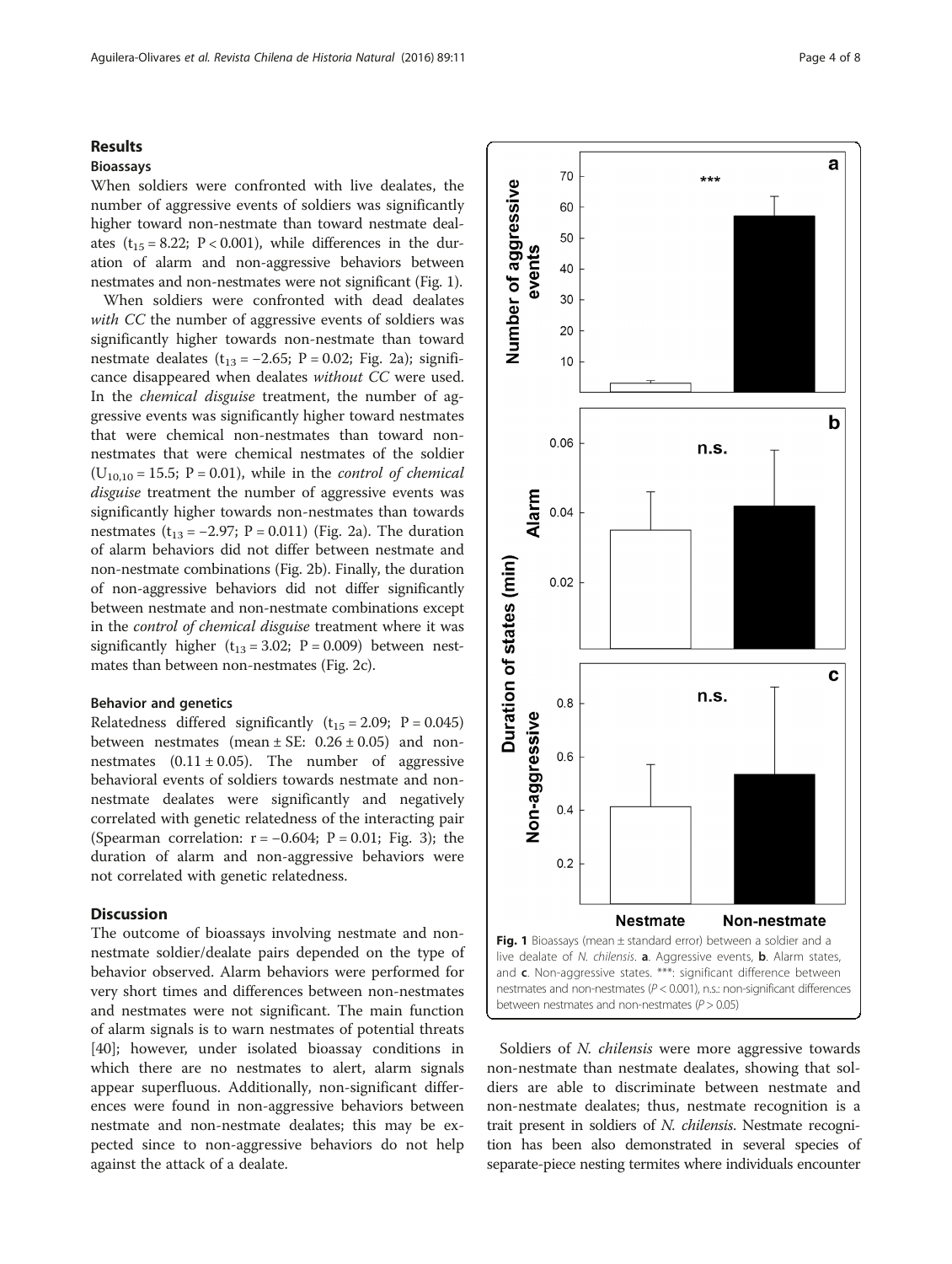## Results

### Bioassays

When soldiers were confronted with live dealates, the number of aggressive events of soldiers was significantly higher toward non-nestmate than toward nestmate dealates ($t_{15} = 8.22$; $P < 0.001$), while differences in the duration of alarm and non-aggressive behaviors between nestmates and non-nestmates were not significant (Fig. 1).

When soldiers were confronted with dead dealates *with CC* the number of aggressive events of soldiers was significantly higher towards non-nestmate than toward nestmate dealates ($t_{13} = -2.65$; $P = 0.02$; Fig. 2a); significance disappeared when dealates *without CC* were used. In the *chemical disguise* treatment, the number of aggressive events was significantly higher toward nestmates that were chemical non-nestmates than toward non-nestmates that were chemical nestmates of the soldier ($U_{10,10} = 15.5$; $P = 0.01$), while in the *control of chemical disguise* treatment the number of aggressive events was significantly higher towards non-nestmates than towards nestmates ($t_{13} = -2.97$; $P = 0.011$) (Fig. 2a). The duration of alarm behaviors did not differ between nestmate and non-nestmate combinations (Fig. 2b). Finally, the duration of non-aggressive behaviors did not differ significantly between nestmate and non-nestmate combinations except in the *control of chemical disguise* treatment where it was significantly higher ($t_{13} = 3.02$; $P = 0.009$) between nestmates than between non-nestmates (Fig. 2c).

### Behavior and genetics

Relatedness differed significantly ($t_{15} = 2.09$; $P = 0.045$) between nestmates (mean ± SE: $0.26 \pm 0.05$) and non-nestmates ($0.11 \pm 0.05$). The number of aggressive behavioral events of soldiers towards nestmate and non-nestmate dealates were significantly and negatively correlated with genetic relatedness of the interacting pair (Spearman correlation: $r = -0.604$; $P = 0.01$; Fig. 3); the duration of alarm and non-aggressive behaviors were not correlated with genetic relatedness.

## Discussion

The outcome of bioassays involving nestmate and non-nestmate soldier/dealate pairs depended on the type of behavior observed. Alarm behaviors were performed for very short times and differences between non-nestmates and nestmates were not significant. The main function of alarm signals is to warn nestmates of potential threats [40]; however, under isolated bioassay conditions in which there are no nestmates to alert, alarm signals appear superfluous. Additionally, non-significant differences were found in non-aggressive behaviors between nestmate and non-nestmate dealates; this may be expected since to non-aggressive behaviors do not help against the attack of a dealate.

**Fig. 1** Bioassays (mean ± standard error) between a soldier and a live dealate of *N. chilensis*. **a**. Aggressive events, **b**. Alarm states, and **c**. Non-aggressive states. ***: significant difference between nestmates and non-nestmates ($P < 0.001$), n.s.: non-significant differences between nestmates and non-nestmates ($P > 0.05$)

Soldiers of *N. chilensis* were more aggressive towards non-nestmate than nestmate dealates, showing that soldiers are able to discriminate between nestmate and non-nestmate dealates; thus, nestmate recognition is a trait present in soldiers of *N. chilensis*. Nestmate recognition has been also demonstrated in several species of separate-piece nesting termites where individuals encounter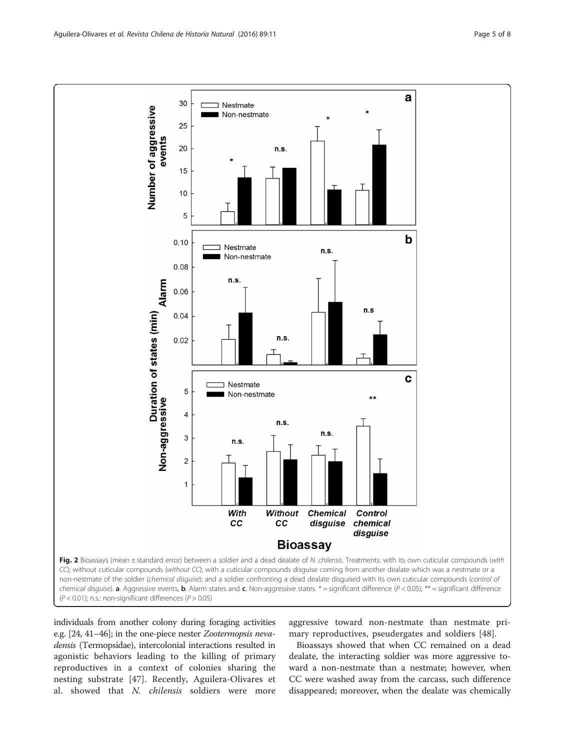Fig. 2 Bioassays (mean ± standard error) between a soldier and a dead dealate of *N. chilensis*. Treatments: with its own cuticular compounds (*with CC*); without cuticular compounds (*without CC*); with a cuticular compounds disguise coming from another dealate which was a nestmate or a non-nestmate of the soldier (*chemical disguise*); and a soldier confronting a dead dealate disguised with its own cuticular compounds (*control of chemical disguise*). **a**. Aggressive events, **b**. Alarm states and **c**. Non-aggressive states. * = significant difference ($P < 0.05$); ** = significant difference ($P < 0.01$); n.s.: non-significant differences ($P > 0.05$)

individuals from another colony during foraging activities e.g. [24, 41–46]; in the one-piece nester *Zootermopsis nevadensis* (Termopsidae), intercolonial interactions resulted in agonistic behaviors leading to the killing of primary reproductives in a context of colonies sharing the nesting substrate [47]. Recently, Aguilera-Olivares et al. showed that *N. chilensis* soldiers were more aggressive toward non-nestmate than nestmate primary reproductives, pseudergates and soldiers [48].

Bioassays showed that when CC remained on a dead dealate, the interacting soldier was more aggressive toward a non-nestmate than a nestmate; however, when CC were washed away from the carcass, such difference disappeared; moreover, when the dealate was chemically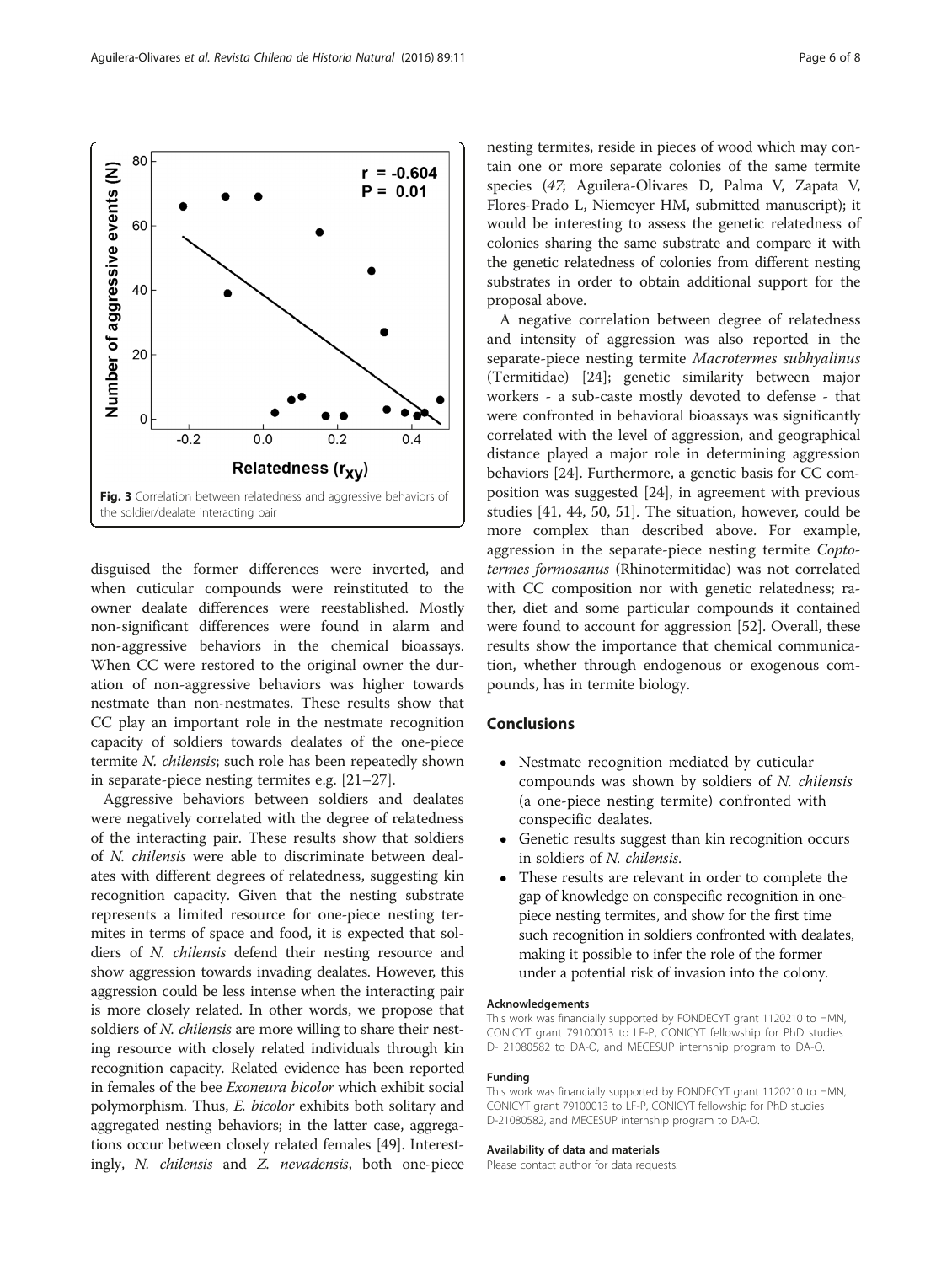Fig. 3 Correlation between relatedness and aggressive behaviors of the soldier/dealate interacting pair

disguised the former differences were inverted, and when cuticular compounds were reinstituted to the owner dealate differences were reestablished. Mostly non-significant differences were found in alarm and non-aggressive behaviors in the chemical bioassays. When CC were restored to the original owner the duration of non-aggressive behaviors was higher towards nestmate than non-nestmates. These results show that CC play an important role in the nestmate recognition capacity of soldiers towards dealates of the one-piece termite *N. chilensis*; such role has been repeatedly shown in separate-piece nesting termites e.g. [21–27].

Aggressive behaviors between soldiers and dealates were negatively correlated with the degree of relatedness of the interacting pair. These results show that soldiers of *N. chilensis* were able to discriminate between dealates with different degrees of relatedness, suggesting kin recognition capacity. Given that the nesting substrate represents a limited resource for one-piece nesting termites in terms of space and food, it is expected that soldiers of *N. chilensis* defend their nesting resource and show aggression towards invading dealates. However, this aggression could be less intense when the interacting pair is more closely related. In other words, we propose that soldiers of *N. chilensis* are more willing to share their nesting resource with closely related individuals through kin recognition capacity. Related evidence has been reported in females of the bee *Exoneura bicolor* which exhibit social polymorphism. Thus, *E. bicolor* exhibits both solitary and aggregated nesting behaviors; in the latter case, aggregations occur between closely related females [49]. Interestingly, *N. chilensis* and *Z. nevadensis*, both one-piece nesting termites, reside in pieces of wood which may contain one or more separate colonies of the same termite species (*47*; Aguilera-Olivares D, Palma V, Zapata V, Flores-Prado L, Niemeyer HM, submitted manuscript); it would be interesting to assess the genetic relatedness of colonies sharing the same substrate and compare it with the genetic relatedness of colonies from different nesting substrates in order to obtain additional support for the proposal above.

A negative correlation between degree of relatedness and intensity of aggression was also reported in the separate-piece nesting termite *Macrotermes subhyalinus* (Termitidae) [24]; genetic similarity between major workers - a sub-caste mostly devoted to defense - that were confronted in behavioral bioassays was significantly correlated with the level of aggression, and geographical distance played a major role in determining aggression behaviors [24]. Furthermore, a genetic basis for CC composition was suggested [24], in agreement with previous studies [41, 44, 50, 51]. The situation, however, could be more complex than described above. For example, aggression in the separate-piece nesting termite *Coptotermes formosanus* (Rhinotermitidae) was not correlated with CC composition nor with genetic relatedness; rather, diet and some particular compounds it contained were found to account for aggression [52]. Overall, these results show the importance that chemical communication, whether through endogenous or exogenous compounds, has in termite biology.

## Conclusions

- Nestmate recognition mediated by cuticular compounds was shown by soldiers of *N. chilensis* (a one-piece nesting termite) confronted with conspecific dealates.
- Genetic results suggest than kin recognition occurs in soldiers of *N. chilensis.*
- These results are relevant in order to complete the gap of knowledge on conspecific recognition in one-piece nesting termites, and show for the first time such recognition in soldiers confronted with dealates, making it possible to infer the role of the former under a potential risk of invasion into the colony.

#### Acknowledgements

This work was financially supported by FONDECYT grant 1120210 to HMN, CONICYT grant 79100013 to LF-P, CONICYT fellowship for PhD studies D- 21080582 to DA-O, and MECESUP internship program to DA-O.

#### Funding

This work was financially supported by FONDECYT grant 1120210 to HMN, CONICYT grant 79100013 to LF-P, CONICYT fellowship for PhD studies D-21080582, and MECESUP internship program to DA-O.

#### Availability of data and materials

Please contact author for data requests.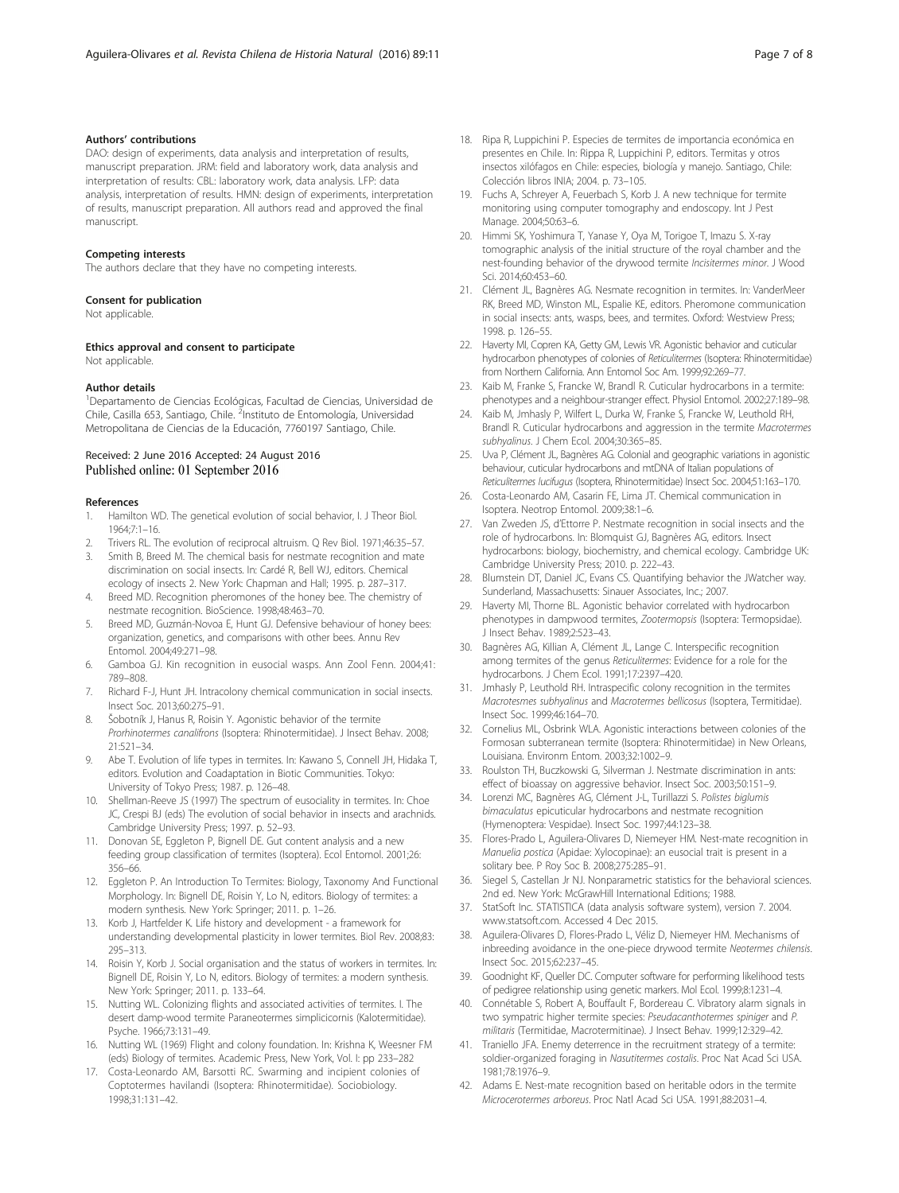#### Authors' contributions

DAO: design of experiments, data analysis and interpretation of results, manuscript preparation. JRM: field and laboratory work, data analysis and interpretation of results: CBL: laboratory work, data analysis. LFP: data analysis, interpretation of results. HMN: design of experiments, interpretation of results, manuscript preparation. All authors read and approved the final manuscript.

#### Competing interests

The authors declare that they have no competing interests.

#### Consent for publication

Not applicable.

#### Ethics approval and consent to participate

Not applicable.

#### Author details

[1]Departamento de Ciencias Ecológicas, Facultad de Ciencias, Universidad de Chile, Casilla 653, Santiago, Chile. [2]Instituto de Entomología, Universidad Metropolitana de Ciencias de la Educación, 7760197 Santiago, Chile.

Received: 2 June 2016 Accepted: 24 August 2016
Published online: 01 September 2016

#### References

1. Hamilton WD. The genetical evolution of social behavior, I. J Theor Biol. 1964;7:1–16.
2. Trivers RL. The evolution of reciprocal altruism. Q Rev Biol. 1971;46:35–57.
3. Smith B, Breed M. The chemical basis for nestmate recognition and mate discrimination on social insects. In: Cardé R, Bell WJ, editors. Chemical ecology of insects 2. New York: Chapman and Hall; 1995. p. 287–317.
4. Breed MD. Recognition pheromones of the honey bee. The chemistry of nestmate recognition. BioScience. 1998;48:463–70.
5. Breed MD, Guzmán-Novoa E, Hunt GJ. Defensive behaviour of honey bees: organization, genetics, and comparisons with other bees. Annu Rev Entomol. 2004;49:271–98.
6. Gamboa GJ. Kin recognition in eusocial wasps. Ann Zool Fenn. 2004;41: 789–808.
7. Richard F-J, Hunt JH. Intracolony chemical communication in social insects. Insect Soc. 2013;60:275–91.
8. Šobotník J, Hanus R, Roisin Y. Agonistic behavior of the termite *Prorhinotermes canalifrons* (Isoptera: Rhinotermitidae). J Insect Behav. 2008; 21:521–34.
9. Abe T. Evolution of life types in termites. In: Kawano S, Connell JH, Hidaka T, editors. Evolution and Coadaptation in Biotic Communities. Tokyo: University of Tokyo Press; 1987. p. 126–48.
10. Shellman-Reeve JS (1997) The spectrum of eusociality in termites. In: Choe JC, Crespi BJ (eds) The evolution of social behavior in insects and arachnids. Cambridge University Press; 1997. p. 52–93.
11. Donovan SE, Eggleton P, Bignell DE. Gut content analysis and a new feeding group classification of termites (Isoptera). Ecol Entomol. 2001;26: 356–66.
12. Eggleton P. An Introduction To Termites: Biology, Taxonomy And Functional Morphology. In: Bignell DE, Roisin Y, Lo N, editors. Biology of termites: a modern synthesis. New York: Springer; 2011. p. 1–26.
13. Korb J, Hartfelder K. Life history and development - a framework for understanding developmental plasticity in lower termites. Biol Rev. 2008;83: 295–313.
14. Roisin Y, Korb J. Social organisation and the status of workers in termites. In: Bignell DE, Roisin Y, Lo N, editors. Biology of termites: a modern synthesis. New York: Springer; 2011. p. 133–64.
15. Nutting WL. Colonizing flights and associated activities of termites. I. The desert damp-wood termite Paraneotermes simplicicornis (Kalotermitidae). Psyche. 1966;73:131–49.
16. Nutting WL (1969) Flight and colony foundation. In: Krishna K, Weesner FM (eds) Biology of termites. Academic Press, New York, Vol. I: pp 233–282
17. Costa-Leonardo AM, Barsotti RC. Swarming and incipient colonies of Coptotermes havilandi (Isoptera: Rhinotermitidae). Sociobiology. 1998;31:131–42.
18. Ripa R, Luppichini P. Especies de termites de importancia económica en presentes en Chile. In: Rippa R, Luppichini P, editors. Termitas y otros insectos xilófagos en Chile: especies, biología y manejo. Santiago, Chile: Colección libros INIA; 2004. p. 73–105.
19. Fuchs A, Schreyer A, Feuerbach S, Korb J. A new technique for termite monitoring using computer tomography and endoscopy. Int J Pest Manage. 2004;50:63–6.
20. Himmi SK, Yoshimura T, Yanase Y, Oya M, Torigoe T, Imazu S. X-ray tomographic analysis of the initial structure of the royal chamber and the nest-founding behavior of the drywood termite *Incisitermes minor*. J Wood Sci. 2014;60:453–60.
21. Clément JL, Bagnères AG. Nesmate recognition in termites. In: VanderMeer RK, Breed MD, Winston ML, Espalie KE, editors. Pheromone communication in social insects: ants, wasps, bees, and termites. Oxford: Westview Press; 1998. p. 126–55.
22. Haverty MI, Copren KA, Getty GM, Lewis VR. Agonistic behavior and cuticular hydrocarbon phenotypes of colonies of *Reticulitermes* (Isoptera: Rhinotermitidae) from Northern California. Ann Entomol Soc Am. 1999;92:269–77.
23. Kaib M, Franke S, Francke W, Brandl R. Cuticular hydrocarbons in a termite: phenotypes and a neighbour-stranger effect. Physiol Entomol. 2002;27:189–98.
24. Kaib M, Jmhasly P, Wilfert L, Durka W, Franke S, Francke W, Leuthold RH, Brandl R. Cuticular hydrocarbons and aggression in the termite *Macrotermes subhyalinus*. J Chem Ecol. 2004;30:365–85.
25. Uva P, Clément JL, Bagnères AG. Colonial and geographic variations in agonistic behaviour, cuticular hydrocarbons and mtDNA of Italian populations of *Reticulitermes lucifugus* (Isoptera, Rhinotermitidae) Insect Soc. 2004;51:163–170.
26. Costa-Leonardo AM, Casarin FE, Lima JT. Chemical communication in Isoptera. Neotrop Entomol. 2009;38:1–6.
27. Van Zweden JS, d'Ettorre P. Nestmate recognition in social insects and the role of hydrocarbons. In: Blomquist GJ, Bagnères AG, editors. Insect hydrocarbons: biology, biochemistry, and chemical ecology. Cambridge UK: Cambridge University Press; 2010. p. 222–43.
28. Blumstein DT, Daniel JC, Evans CS. Quantifying behavior the JWatcher way. Sunderland, Massachusetts: Sinauer Associates, Inc.; 2007.
29. Haverty MI, Thorne BL. Agonistic behavior correlated with hydrocarbon phenotypes in dampwood termites, *Zootermopsis* (Isoptera: Termopsidae). J Insect Behav. 1989;2:523–43.
30. Bagnères AG, Killian A, Clément JL, Lange C. Interspecific recognition among termites of the genus *Reticulitermes*: Evidence for a role for the hydrocarbons. J Chem Ecol. 1991;17:2397–420.
31. Jmhasly P, Leuthold RH. Intraspecific colony recognition in the termites *Macrotesmes subhyalinus* and *Macrotermes bellicosus* (Isoptera, Termitidae). Insect Soc. 1999;46:164–70.
32. Cornelius ML, Osbrink WLA. Agonistic interactions between colonies of the Formosan subterranean termite (Isoptera: Rhinotermitidae) in New Orleans, Louisiana. Environm Entom. 2003;32:1002–9.
33. Roulston TH, Buczkowski G, Silverman J. Nestmate discrimination in ants: effect of bioassay on aggressive behavior. Insect Soc. 2003;50:151–9.
34. Lorenzi MC, Bagnères AG, Clément J-L, Turillazzi S. *Polistes biglumis bimaculatus* epicuticular hydrocarbons and nestmate recognition (Hymenoptera: Vespidae). Insect Soc. 1997;44:123–38.
35. Flores-Prado L, Aguilera-Olivares D, Niemeyer HM. Nest-mate recognition in *Manuelia postica* (Apidae: Xylocopinae): an eusocial trait is present in a solitary bee. P Roy Soc B. 2008;275:285–91.
36. Siegel S, Castellan Jr NJ. Nonparametric statistics for the behavioral sciences. 2nd ed. New York: McGrawHill International Editions; 1988.
37. StatSoft Inc. STATISTICA (data analysis software system), version 7. 2004. www.statsoft.com. Accessed 4 Dec 2015.
38. Aguilera-Olivares D, Flores-Prado L, Véliz D, Niemeyer HM. Mechanisms of inbreeding avoidance in the one-piece drywood termite *Neotermes chilensis*. Insect Soc. 2015;62:237–45.
39. Goodnight KF, Queller DC. Computer software for performing likelihood tests of pedigree relationship using genetic markers. Mol Ecol. 1999;8:1231–4.
40. Connétable S, Robert A, Bouffault F, Bordereau C. Vibratory alarm signals in two sympatric higher termite species: *Pseudacanthotermes spiniger* and *P. militaris* (Termitidae, Macrotermitinae). J Insect Behav. 1999;12:329–42.
41. Traniello JFA. Enemy deterrence in the recruitment strategy of a termite: soldier-organized foraging in *Nasutitermes costalis*. Proc Nat Acad Sci USA. 1981;78:1976–9.
42. Adams E. Nest-mate recognition based on heritable odors in the termite *Microcerotermes arboreus*. Proc Natl Acad Sci USA. 1991;88:2031–4.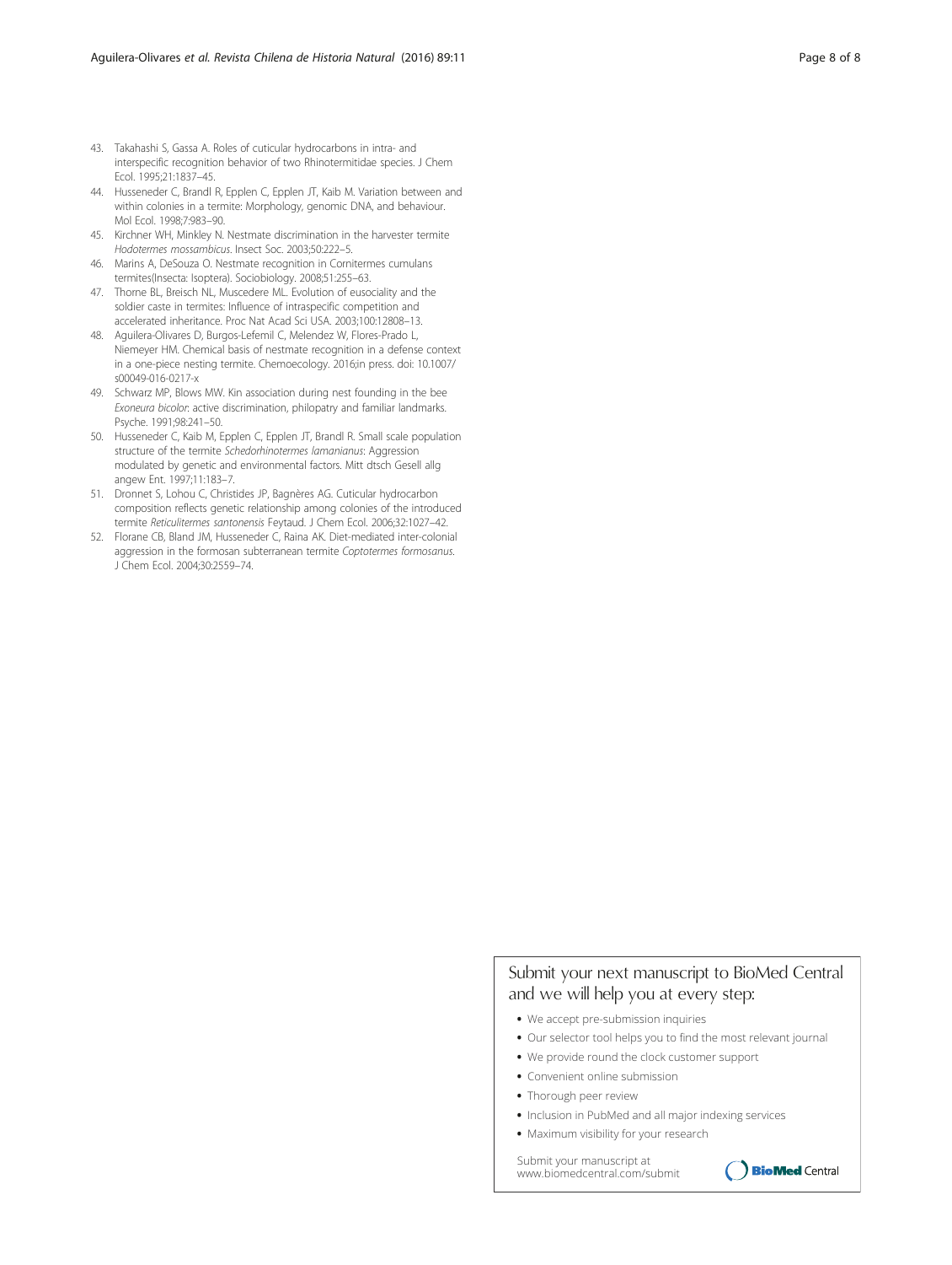43. Takahashi S, Gassa A. Roles of cuticular hydrocarbons in intra- and interspecific recognition behavior of two Rhinotermitidae species. J Chem Ecol. 1995;21:1837–45.
44. Husseneder C, Brandl R, Epplen C, Epplen JT, Kaib M. Variation between and within colonies in a termite: Morphology, genomic DNA, and behaviour. Mol Ecol. 1998;7:983–90.
45. Kirchner WH, Minkley N. Nestmate discrimination in the harvester termite *Hodotermes mossambicus*. Insect Soc. 2003;50:222–5.
46. Marins A, DeSouza O. Nestmate recognition in Cornitermes cumulans termites(Insecta: Isoptera). Sociobiology. 2008;51:255–63.
47. Thorne BL, Breisch NL, Muscedere ML. Evolution of eusociality and the soldier caste in termites: Influence of intraspecific competition and accelerated inheritance. Proc Nat Acad Sci USA. 2003;100:12808–13.
48. Aguilera-Olivares D, Burgos-Lefemil C, Melendez W, Flores-Prado L, Niemeyer HM. Chemical basis of nestmate recognition in a defense context in a one-piece nesting termite. Chemoecology. 2016;in press. doi: 10.1007/s00049-016-0217-x
49. Schwarz MP, Blows MW. Kin association during nest founding in the bee *Exoneura bicolor*: active discrimination, philopatry and familiar landmarks. Psyche. 1991;98:241–50.
50. Husseneder C, Kaib M, Epplen C, Epplen JT, Brandl R. Small scale population structure of the termite *Schedorhinotermes lamanianus*: Aggression modulated by genetic and environmental factors. Mitt dtsch Gesell allg angew Ent. 1997;11:183–7.
51. Dronnet S, Lohou C, Christides JP, Bagnères AG. Cuticular hydrocarbon composition reflects genetic relationship among colonies of the introduced termite *Reticulitermes santonensis* Feytaud. J Chem Ecol. 2006;32:1027–42.
52. Florane CB, Bland JM, Husseneder C, Raina AK. Diet-mediated inter-colonial aggression in the formosan subterranean termite *Coptotermes formosanus*. J Chem Ecol. 2004;30:2559–74.

Submit your next manuscript to BioMed Central and we will help you at every step:

- We accept pre-submission inquiries
- Our selector tool helps you to find the most relevant journal
- We provide round the clock customer support
- Convenient online submission
- Thorough peer review
- Inclusion in PubMed and all major indexing services
- Maximum visibility for your research

Submit your manuscript at www.biomedcentral.com/submit

BioMed Central